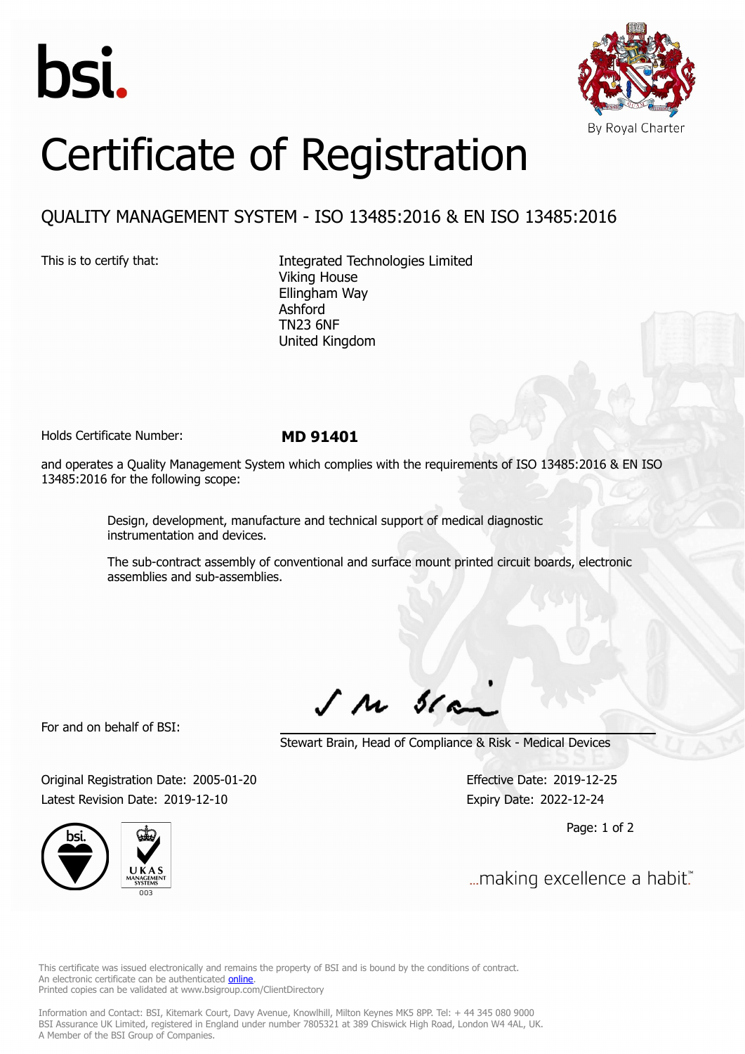bsi.

By Royal Charter

# Certificate of Registration

## QUALITY MANAGEMENT SYSTEM - ISO 13485:2016 & EN ISO 13485:2016

This is to certify that:

Integrated Technologies Limited
Viking House
Ellingham Way
Ashford
TN23 6NF
United Kingdom

Holds Certificate Number: **MD 91401**

and operates a Quality Management System which complies with the requirements of ISO 13485:2016 & EN ISO 13485:2016 for the following scope:

> Design, development, manufacture and technical support of medical diagnostic instrumentation and devices.
>
> The sub-contract assembly of conventional and surface mount printed circuit boards, electronic assemblies and sub-assemblies.

For and on behalf of BSI:

Stewart Brain, Head of Compliance & Risk - Medical Devices

Original Registration Date: 2005-01-20
Latest Revision Date: 2019-12-10

Effective Date: 2019-12-25
Expiry Date: 2022-12-24

UKAS MANAGEMENT SYSTEMS 003

...making excellence a habit.™

This certificate was issued electronically and remains the property of BSI and is bound by the conditions of contract.
An electronic certificate can be authenticated online.
Printed copies can be validated at www.bsigroup.com/ClientDirectory

Information and Contact: BSI, Kitemark Court, Davy Avenue, Knowlhill, Milton Keynes MK5 8PP. Tel: + 44 345 080 9000
BSI Assurance UK Limited, registered in England under number 7805321 at 389 Chiswick High Road, London W4 4AL, UK.
A Member of the BSI Group of Companies.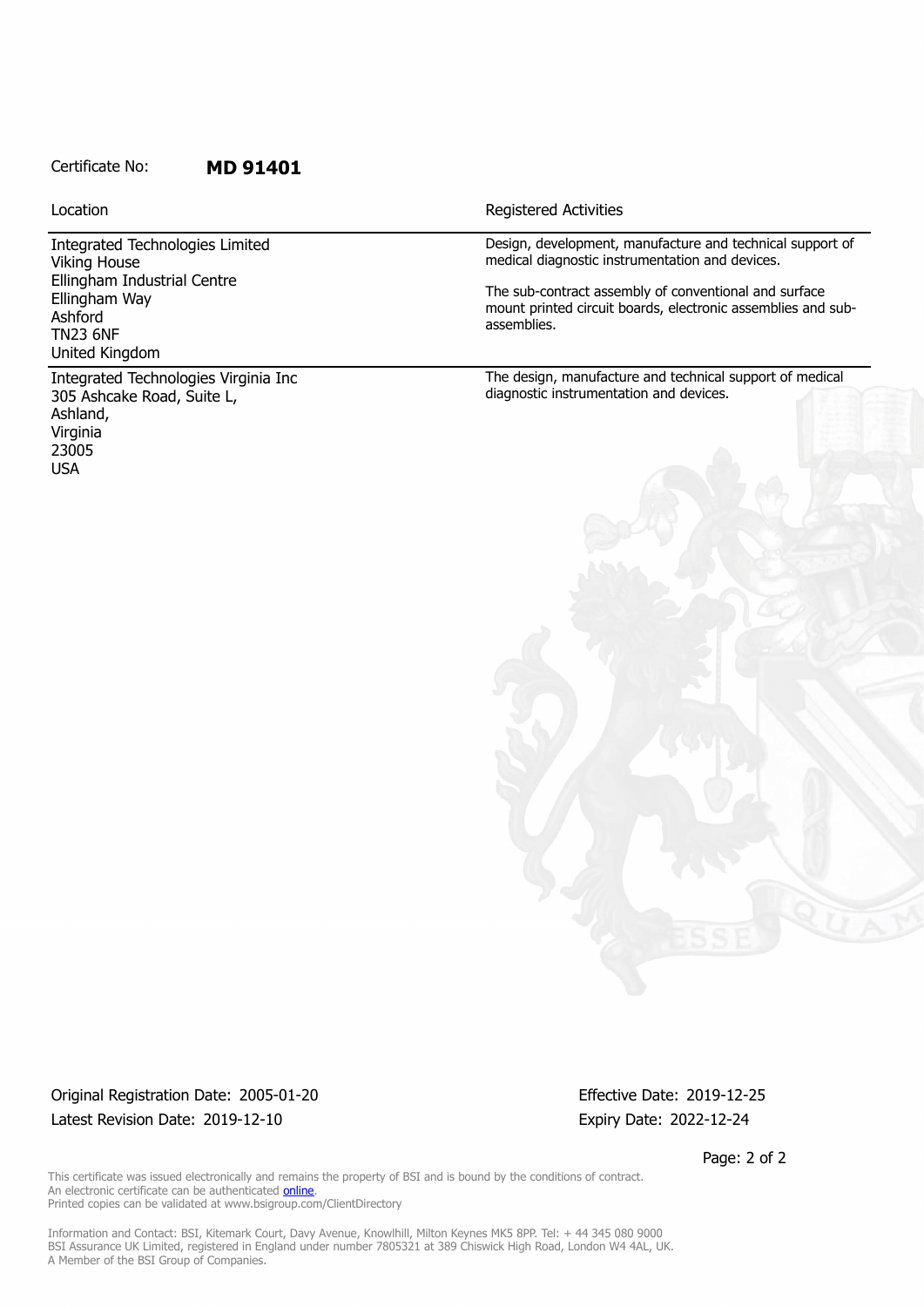Certificate No: **MD 91401**

| Location | Registered Activities |
| --- | --- |
| Integrated Technologies Limited<br>Viking House<br>Ellingham Industrial Centre<br>Ellingham Way<br>Ashford<br>TN23 6NF<br>United Kingdom | Design, development, manufacture and technical support of medical diagnostic instrumentation and devices.<br><br>The sub-contract assembly of conventional and surface mount printed circuit boards, electronic assemblies and sub-assemblies. |
| Integrated Technologies Virginia Inc<br>305 Ashcake Road, Suite L,<br>Ashland,<br>Virginia<br>23005<br>USA | The design, manufacture and technical support of medical diagnostic instrumentation and devices. |

Original Registration Date: 2005-01-20

Latest Revision Date: 2019-12-10

Effective Date: 2019-12-25

Expiry Date: 2022-12-24

This certificate was issued electronically and remains the property of BSI and is bound by the conditions of contract.
An electronic certificate can be authenticated online.
Printed copies can be validated at www.bsigroup.com/ClientDirectory

Information and Contact: BSI, Kitemark Court, Davy Avenue, Knowlhill, Milton Keynes MK5 8PP. Tel: + 44 345 080 9000
BSI Assurance UK Limited, registered in England under number 7805321 at 389 Chiswick High Road, London W4 4AL, UK.
A Member of the BSI Group of Companies.